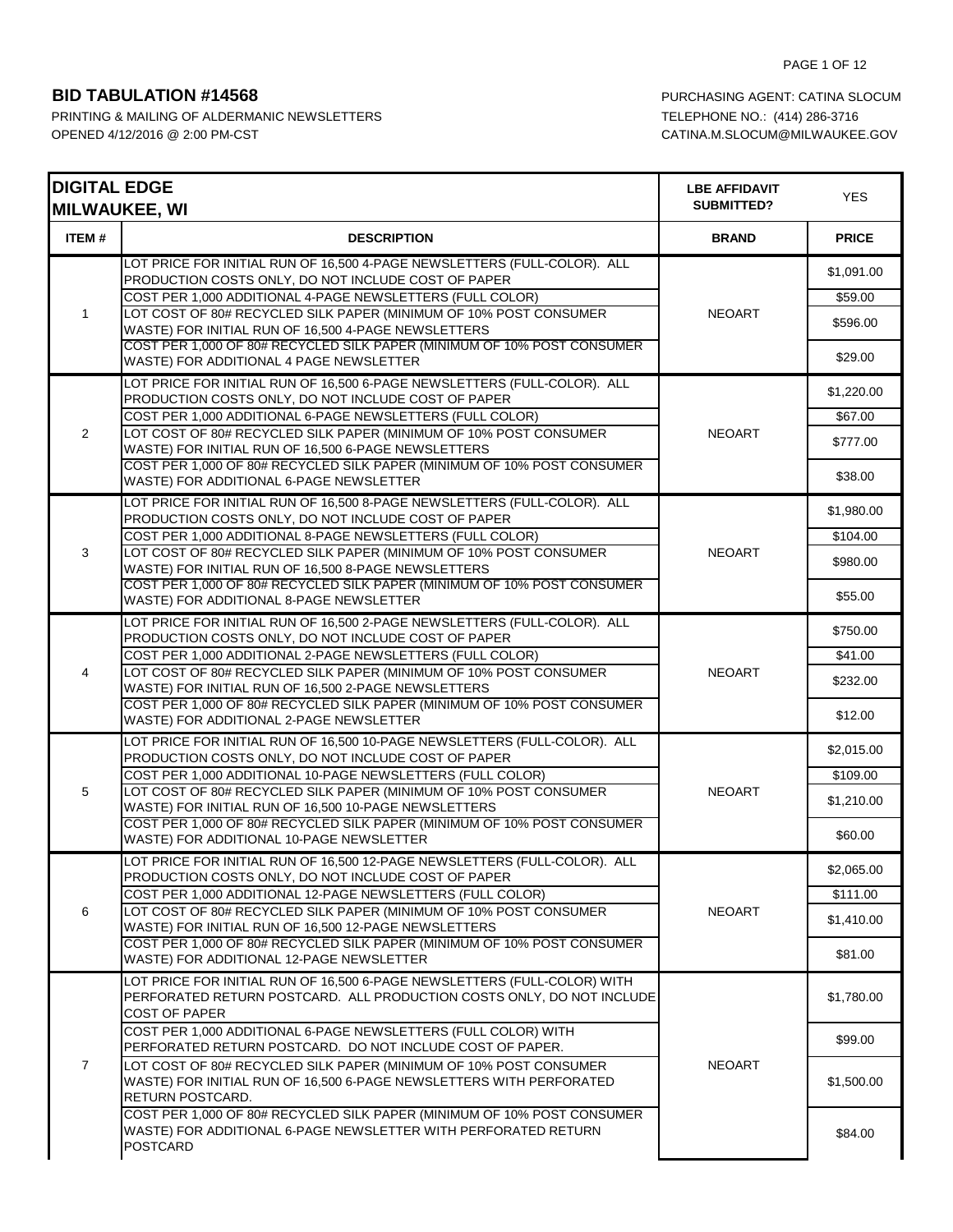## BID TABULATION #14568

PRINTING & MAILING OF ALDERMANIC NEWSLETTERS
OPENED 4/12/2016 @ 2:00 PM-CST

PURCHASING AGENT: CATINA SLOCUM
TELEPHONE NO.: (414) 286-3716
CATINA.M.SLOCUM@MILWAUKEE.GOV

| DIGITAL EDGE MILWAUKEE, WI | | LBE AFFIDAVIT SUBMITTED? | YES |
|---|---|---|---|
| **ITEM #** | **DESCRIPTION** | **BRAND** | **PRICE** |
| 1 | LOT PRICE FOR INITIAL RUN OF 16,500 4-PAGE NEWSLETTERS (FULL-COLOR). ALL PRODUCTION COSTS ONLY, DO NOT INCLUDE COST OF PAPER | NEOART | $1,091.00 |
| | COST PER 1,000 ADDITIONAL 4-PAGE NEWSLETTERS (FULL COLOR) | | $59.00 |
| | LOT COST OF 80# RECYCLED SILK PAPER (MINIMUM OF 10% POST CONSUMER WASTE) FOR INITIAL RUN OF 16,500 4-PAGE NEWSLETTERS | | $596.00 |
| | COST PER 1,000 OF 80# RECYCLED SILK PAPER (MINIMUM OF 10% POST CONSUMER WASTE) FOR ADDITIONAL 4 PAGE NEWSLETTER | | $29.00 |
| 2 | LOT PRICE FOR INITIAL RUN OF 16,500 6-PAGE NEWSLETTERS (FULL-COLOR). ALL PRODUCTION COSTS ONLY, DO NOT INCLUDE COST OF PAPER | NEOART | $1,220.00 |
| | COST PER 1,000 ADDITIONAL 6-PAGE NEWSLETTERS (FULL COLOR) | | $67.00 |
| | LOT COST OF 80# RECYCLED SILK PAPER (MINIMUM OF 10% POST CONSUMER WASTE) FOR INITIAL RUN OF 16,500 6-PAGE NEWSLETTERS | | $777.00 |
| | COST PER 1,000 OF 80# RECYCLED SILK PAPER (MINIMUM OF 10% POST CONSUMER WASTE) FOR ADDITIONAL 6-PAGE NEWSLETTER | | $38.00 |
| 3 | LOT PRICE FOR INITIAL RUN OF 16,500 8-PAGE NEWSLETTERS (FULL-COLOR). ALL PRODUCTION COSTS ONLY, DO NOT INCLUDE COST OF PAPER | NEOART | $1,980.00 |
| | COST PER 1,000 ADDITIONAL 8-PAGE NEWSLETTERS (FULL COLOR) | | $104.00 |
| | LOT COST OF 80# RECYCLED SILK PAPER (MINIMUM OF 10% POST CONSUMER WASTE) FOR INITIAL RUN OF 16,500 8-PAGE NEWSLETTERS | | $980.00 |
| | COST PER 1,000 OF 80# RECYCLED SILK PAPER (MINIMUM OF 10% POST CONSUMER WASTE) FOR ADDITIONAL 8-PAGE NEWSLETTER | | $55.00 |
| 4 | LOT PRICE FOR INITIAL RUN OF 16,500 2-PAGE NEWSLETTERS (FULL-COLOR). ALL PRODUCTION COSTS ONLY, DO NOT INCLUDE COST OF PAPER | NEOART | $750.00 |
| | COST PER 1,000 ADDITIONAL 2-PAGE NEWSLETTERS (FULL COLOR) | | $41.00 |
| | LOT COST OF 80# RECYCLED SILK PAPER (MINIMUM OF 10% POST CONSUMER WASTE) FOR INITIAL RUN OF 16,500 2-PAGE NEWSLETTERS | | $232.00 |
| | COST PER 1,000 OF 80# RECYCLED SILK PAPER (MINIMUM OF 10% POST CONSUMER WASTE) FOR ADDITIONAL 2-PAGE NEWSLETTER | | $12.00 |
| 5 | LOT PRICE FOR INITIAL RUN OF 16,500 10-PAGE NEWSLETTERS (FULL-COLOR). ALL PRODUCTION COSTS ONLY, DO NOT INCLUDE COST OF PAPER | NEOART | $2,015.00 |
| | COST PER 1,000 ADDITIONAL 10-PAGE NEWSLETTERS (FULL COLOR) | | $109.00 |
| | LOT COST OF 80# RECYCLED SILK PAPER (MINIMUM OF 10% POST CONSUMER WASTE) FOR INITIAL RUN OF 16,500 10-PAGE NEWSLETTERS | | $1,210.00 |
| | COST PER 1,000 OF 80# RECYCLED SILK PAPER (MINIMUM OF 10% POST CONSUMER WASTE) FOR ADDITIONAL 10-PAGE NEWSLETTER | | $60.00 |
| 6 | LOT PRICE FOR INITIAL RUN OF 16,500 12-PAGE NEWSLETTERS (FULL-COLOR). ALL PRODUCTION COSTS ONLY, DO NOT INCLUDE COST OF PAPER | NEOART | $2,065.00 |
| | COST PER 1,000 ADDITIONAL 12-PAGE NEWSLETTERS (FULL COLOR) | | $111.00 |
| | LOT COST OF 80# RECYCLED SILK PAPER (MINIMUM OF 10% POST CONSUMER WASTE) FOR INITIAL RUN OF 16,500 12-PAGE NEWSLETTERS | | $1,410.00 |
| | COST PER 1,000 OF 80# RECYCLED SILK PAPER (MINIMUM OF 10% POST CONSUMER WASTE) FOR ADDITIONAL 12-PAGE NEWSLETTER | | $81.00 |
| 7 | LOT PRICE FOR INITIAL RUN OF 16,500 6-PAGE NEWSLETTERS (FULL-COLOR) WITH PERFORATED RETURN POSTCARD. ALL PRODUCTION COSTS ONLY, DO NOT INCLUDE COST OF PAPER | NEOART | $1,780.00 |
| | COST PER 1,000 ADDITIONAL 6-PAGE NEWSLETTERS (FULL COLOR) WITH PERFORATED RETURN POSTCARD. DO NOT INCLUDE COST OF PAPER. | | $99.00 |
| | LOT COST OF 80# RECYCLED SILK PAPER (MINIMUM OF 10% POST CONSUMER WASTE) FOR INITIAL RUN OF 16,500 6-PAGE NEWSLETTERS WITH PERFORATED RETURN POSTCARD. | | $1,500.00 |
| | COST PER 1,000 OF 80# RECYCLED SILK PAPER (MINIMUM OF 10% POST CONSUMER WASTE) FOR ADDITIONAL 6-PAGE NEWSLETTER WITH PERFORATED RETURN POSTCARD | | $84.00 |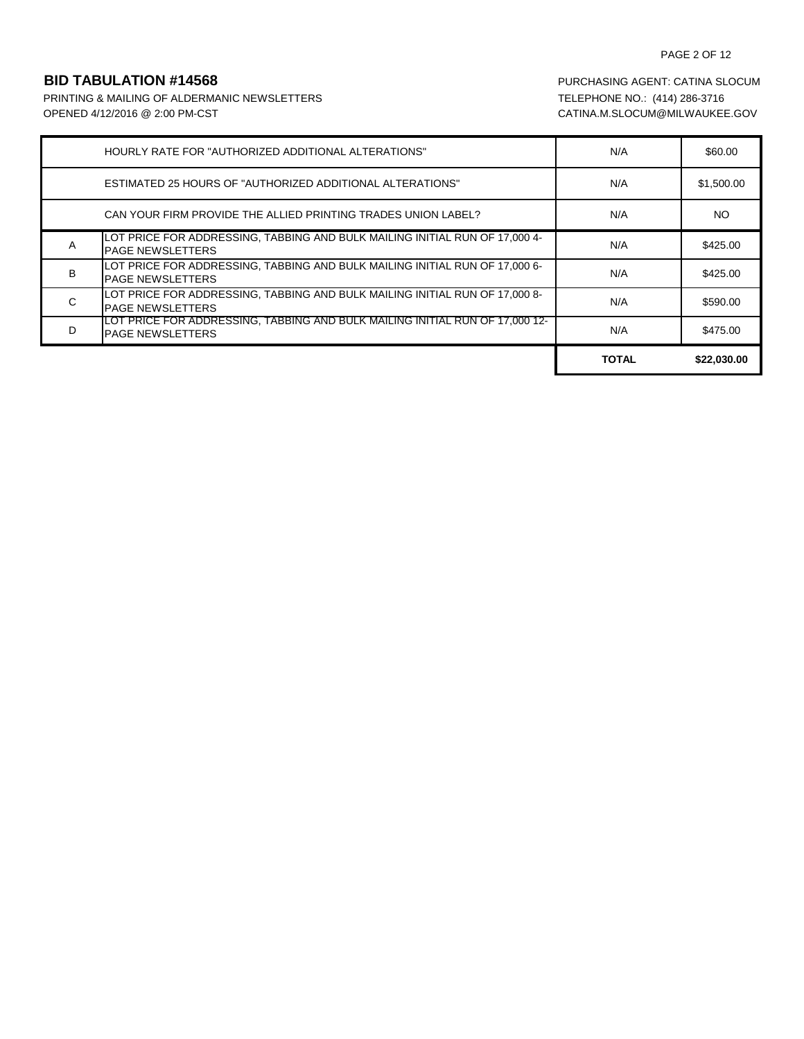## BID TABULATION #14568

PRINTING & MAILING OF ALDERMANIC NEWSLETTERS
OPENED 4/12/2016 @ 2:00 PM-CST

PURCHASING AGENT: CATINA SLOCUM
TELEPHONE NO.: (414) 286-3716
CATINA.M.SLOCUM@MILWAUKEE.GOV

| | | | |
|---|---|---|---|
| | HOURLY RATE FOR "AUTHORIZED ADDITIONAL ALTERATIONS" | N/A | $60.00 |
| | ESTIMATED 25 HOURS OF "AUTHORIZED ADDITIONAL ALTERATIONS" | N/A | $1,500.00 |
| | CAN YOUR FIRM PROVIDE THE ALLIED PRINTING TRADES UNION LABEL? | N/A | NO |
| A | LOT PRICE FOR ADDRESSING, TABBING AND BULK MAILING INITIAL RUN OF 17,000 4-PAGE NEWSLETTERS | N/A | $425.00 |
| B | LOT PRICE FOR ADDRESSING, TABBING AND BULK MAILING INITIAL RUN OF 17,000 6-PAGE NEWSLETTERS | N/A | $425.00 |
| C | LOT PRICE FOR ADDRESSING, TABBING AND BULK MAILING INITIAL RUN OF 17,000 8-PAGE NEWSLETTERS | N/A | $590.00 |
| D | LOT PRICE FOR ADDRESSING, TABBING AND BULK MAILING INITIAL RUN OF 17,000 12-PAGE NEWSLETTERS | N/A | $475.00 |
| | | **TOTAL** | **$22,030.00** |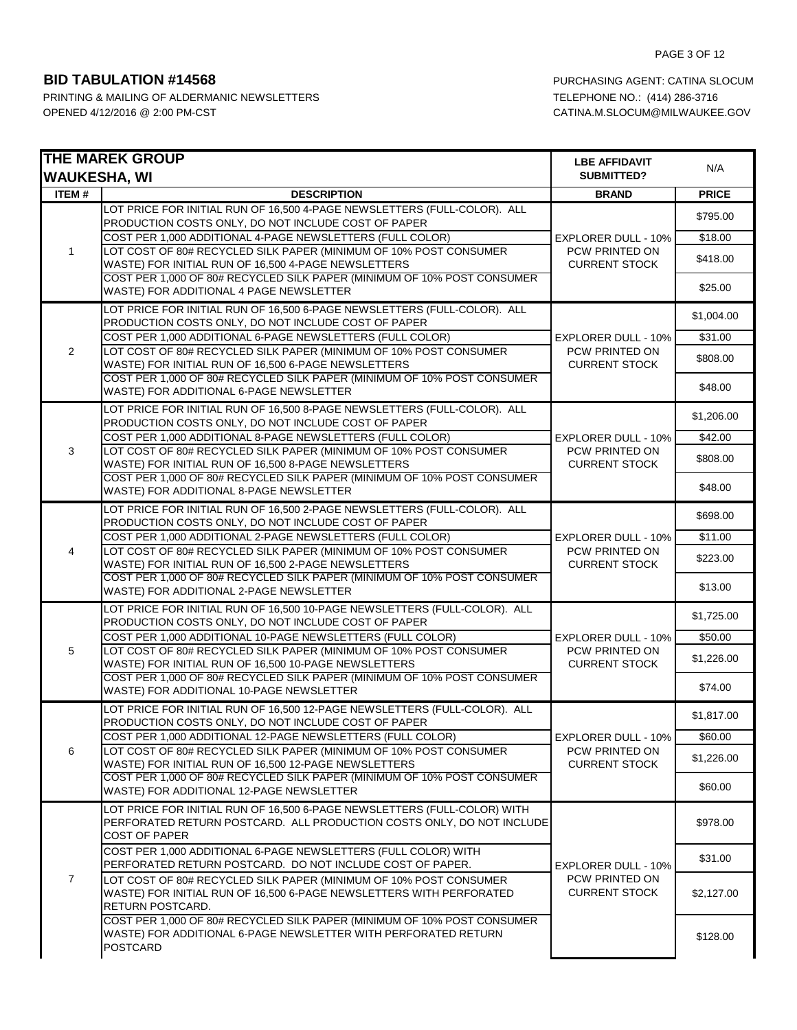**BID TABULATION #14568**

PRINTING & MAILING OF ALDERMANIC NEWSLETTERS
OPENED 4/12/2016 @ 2:00 PM-CST

PURCHASING AGENT: CATINA SLOCUM
TELEPHONE NO.: (414) 286-3716
CATINA.M.SLOCUM@MILWAUKEE.GOV

| **THE MAREK GROUP WAUKESHA, WI** | | **LBE AFFIDAVIT SUBMITTED?** | N/A |
|---|---|---|---|
| **ITEM #** | **DESCRIPTION** | **BRAND** | **PRICE** |
| 1 | LOT PRICE FOR INITIAL RUN OF 16,500 4-PAGE NEWSLETTERS (FULL-COLOR). ALL PRODUCTION COSTS ONLY, DO NOT INCLUDE COST OF PAPER | EXPLORER DULL - 10% PCW PRINTED ON CURRENT STOCK | $795.00 |
| | COST PER 1,000 ADDITIONAL 4-PAGE NEWSLETTERS (FULL COLOR) | | $18.00 |
| | LOT COST OF 80# RECYCLED SILK PAPER (MINIMUM OF 10% POST CONSUMER WASTE) FOR INITIAL RUN OF 16,500 4-PAGE NEWSLETTERS | | $418.00 |
| | COST PER 1,000 OF 80# RECYCLED SILK PAPER (MINIMUM OF 10% POST CONSUMER WASTE) FOR ADDITIONAL 4 PAGE NEWSLETTER | | $25.00 |
| 2 | LOT PRICE FOR INITIAL RUN OF 16,500 6-PAGE NEWSLETTERS (FULL-COLOR). ALL PRODUCTION COSTS ONLY, DO NOT INCLUDE COST OF PAPER | EXPLORER DULL - 10% PCW PRINTED ON CURRENT STOCK | $1,004.00 |
| | COST PER 1,000 ADDITIONAL 6-PAGE NEWSLETTERS (FULL COLOR) | | $31.00 |
| | LOT COST OF 80# RECYCLED SILK PAPER (MINIMUM OF 10% POST CONSUMER WASTE) FOR INITIAL RUN OF 16,500 6-PAGE NEWSLETTERS | | $808.00 |
| | COST PER 1,000 OF 80# RECYCLED SILK PAPER (MINIMUM OF 10% POST CONSUMER WASTE) FOR ADDITIONAL 6-PAGE NEWSLETTER | | $48.00 |
| 3 | LOT PRICE FOR INITIAL RUN OF 16,500 8-PAGE NEWSLETTERS (FULL-COLOR). ALL PRODUCTION COSTS ONLY, DO NOT INCLUDE COST OF PAPER | EXPLORER DULL - 10% PCW PRINTED ON CURRENT STOCK | $1,206.00 |
| | COST PER 1,000 ADDITIONAL 8-PAGE NEWSLETTERS (FULL COLOR) | | $42.00 |
| | LOT COST OF 80# RECYCLED SILK PAPER (MINIMUM OF 10% POST CONSUMER WASTE) FOR INITIAL RUN OF 16,500 8-PAGE NEWSLETTERS | | $808.00 |
| | COST PER 1,000 OF 80# RECYCLED SILK PAPER (MINIMUM OF 10% POST CONSUMER WASTE) FOR ADDITIONAL 8-PAGE NEWSLETTER | | $48.00 |
| 4 | LOT PRICE FOR INITIAL RUN OF 16,500 2-PAGE NEWSLETTERS (FULL-COLOR). ALL PRODUCTION COSTS ONLY, DO NOT INCLUDE COST OF PAPER | EXPLORER DULL - 10% PCW PRINTED ON CURRENT STOCK | $698.00 |
| | COST PER 1,000 ADDITIONAL 2-PAGE NEWSLETTERS (FULL COLOR) | | $11.00 |
| | LOT COST OF 80# RECYCLED SILK PAPER (MINIMUM OF 10% POST CONSUMER WASTE) FOR INITIAL RUN OF 16,500 2-PAGE NEWSLETTERS | | $223.00 |
| | COST PER 1,000 OF 80# RECYCLED SILK PAPER (MINIMUM OF 10% POST CONSUMER WASTE) FOR ADDITIONAL 2-PAGE NEWSLETTER | | $13.00 |
| 5 | LOT PRICE FOR INITIAL RUN OF 16,500 10-PAGE NEWSLETTERS (FULL-COLOR). ALL PRODUCTION COSTS ONLY, DO NOT INCLUDE COST OF PAPER | EXPLORER DULL - 10% PCW PRINTED ON CURRENT STOCK | $1,725.00 |
| | COST PER 1,000 ADDITIONAL 10-PAGE NEWSLETTERS (FULL COLOR) | | $50.00 |
| | LOT COST OF 80# RECYCLED SILK PAPER (MINIMUM OF 10% POST CONSUMER WASTE) FOR INITIAL RUN OF 16,500 10-PAGE NEWSLETTERS | | $1,226.00 |
| | COST PER 1,000 OF 80# RECYCLED SILK PAPER (MINIMUM OF 10% POST CONSUMER WASTE) FOR ADDITIONAL 10-PAGE NEWSLETTER | | $74.00 |
| 6 | LOT PRICE FOR INITIAL RUN OF 16,500 12-PAGE NEWSLETTERS (FULL-COLOR). ALL PRODUCTION COSTS ONLY, DO NOT INCLUDE COST OF PAPER | EXPLORER DULL - 10% PCW PRINTED ON CURRENT STOCK | $1,817.00 |
| | COST PER 1,000 ADDITIONAL 12-PAGE NEWSLETTERS (FULL COLOR) | | $60.00 |
| | LOT COST OF 80# RECYCLED SILK PAPER (MINIMUM OF 10% POST CONSUMER WASTE) FOR INITIAL RUN OF 16,500 12-PAGE NEWSLETTERS | | $1,226.00 |
| | COST PER 1,000 OF 80# RECYCLED SILK PAPER (MINIMUM OF 10% POST CONSUMER WASTE) FOR ADDITIONAL 12-PAGE NEWSLETTER | | $60.00 |
| 7 | LOT PRICE FOR INITIAL RUN OF 16,500 6-PAGE NEWSLETTERS (FULL-COLOR) WITH PERFORATED RETURN POSTCARD. ALL PRODUCTION COSTS ONLY, DO NOT INCLUDE COST OF PAPER | EXPLORER DULL - 10% PCW PRINTED ON CURRENT STOCK | $978.00 |
| | COST PER 1,000 ADDITIONAL 6-PAGE NEWSLETTERS (FULL COLOR) WITH PERFORATED RETURN POSTCARD. DO NOT INCLUDE COST OF PAPER. | | $31.00 |
| | LOT COST OF 80# RECYCLED SILK PAPER (MINIMUM OF 10% POST CONSUMER WASTE) FOR INITIAL RUN OF 16,500 6-PAGE NEWSLETTERS WITH PERFORATED RETURN POSTCARD. | | $2,127.00 |
| | COST PER 1,000 OF 80# RECYCLED SILK PAPER (MINIMUM OF 10% POST CONSUMER WASTE) FOR ADDITIONAL 6-PAGE NEWSLETTER WITH PERFORATED RETURN POSTCARD | | $128.00 |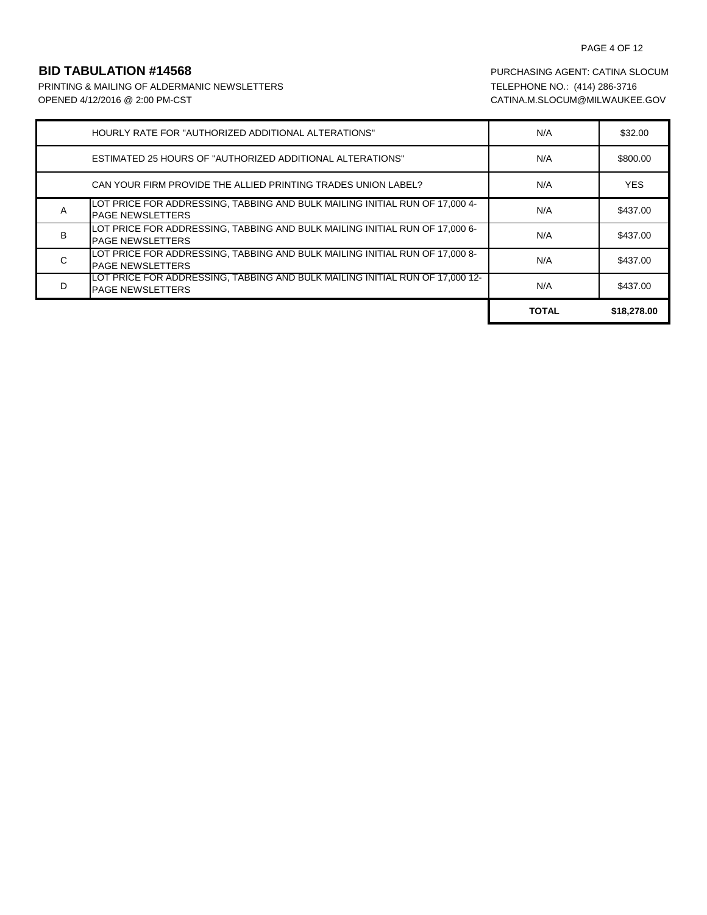## BID TABULATION #14568

PRINTING & MAILING OF ALDERMANIC NEWSLETTERS
OPENED 4/12/2016 @ 2:00 PM-CST

PURCHASING AGENT: CATINA SLOCUM
TELEPHONE NO.: (414) 286-3716
CATINA.M.SLOCUM@MILWAUKEE.GOV

| | | | |
|---|---|---|---|
| | HOURLY RATE FOR "AUTHORIZED ADDITIONAL ALTERATIONS" | N/A | $32.00 |
| | ESTIMATED 25 HOURS OF "AUTHORIZED ADDITIONAL ALTERATIONS" | N/A | $800.00 |
| | CAN YOUR FIRM PROVIDE THE ALLIED PRINTING TRADES UNION LABEL? | N/A | YES |
| A | LOT PRICE FOR ADDRESSING, TABBING AND BULK MAILING INITIAL RUN OF 17,000 4-PAGE NEWSLETTERS | N/A | $437.00 |
| B | LOT PRICE FOR ADDRESSING, TABBING AND BULK MAILING INITIAL RUN OF 17,000 6-PAGE NEWSLETTERS | N/A | $437.00 |
| C | LOT PRICE FOR ADDRESSING, TABBING AND BULK MAILING INITIAL RUN OF 17,000 8-PAGE NEWSLETTERS | N/A | $437.00 |
| D | LOT PRICE FOR ADDRESSING, TABBING AND BULK MAILING INITIAL RUN OF 17,000 12-PAGE NEWSLETTERS | N/A | $437.00 |
| | | **TOTAL** | **$18,278.00** |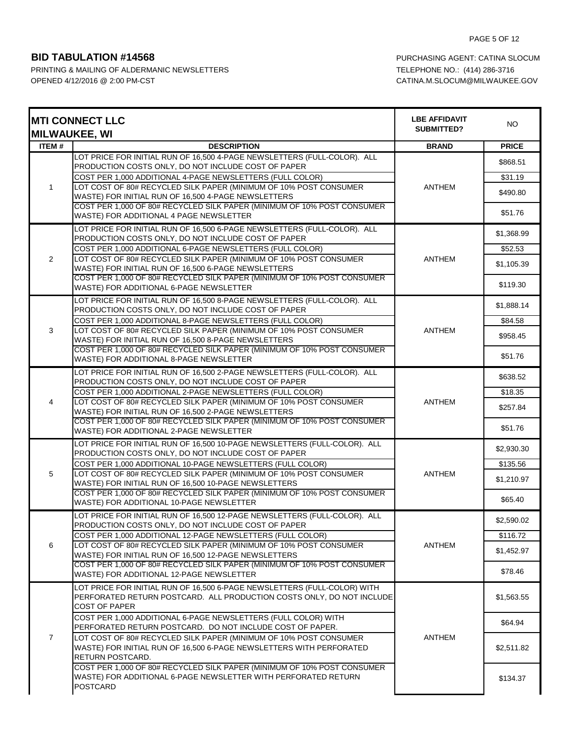## BID TABULATION #14568

PRINTING & MAILING OF ALDERMANIC NEWSLETTERS
OPENED 4/12/2016 @ 2:00 PM-CST

PURCHASING AGENT: CATINA SLOCUM
TELEPHONE NO.: (414) 286-3716
CATINA.M.SLOCUM@MILWAUKEE.GOV

**MTI CONNECT LLC**
**MILWAUKEE, WI**

LBE AFFIDAVIT SUBMITTED? NO

| ITEM # | DESCRIPTION | BRAND | PRICE |
|---|---|---|---|
| 1 | LOT PRICE FOR INITIAL RUN OF 16,500 4-PAGE NEWSLETTERS (FULL-COLOR). ALL PRODUCTION COSTS ONLY, DO NOT INCLUDE COST OF PAPER | ANTHEM | $868.51 |
| | COST PER 1,000 ADDITIONAL 4-PAGE NEWSLETTERS (FULL COLOR) | | $31.19 |
| | LOT COST OF 80# RECYCLED SILK PAPER (MINIMUM OF 10% POST CONSUMER WASTE) FOR INITIAL RUN OF 16,500 4-PAGE NEWSLETTERS | | $490.80 |
| | COST PER 1,000 OF 80# RECYCLED SILK PAPER (MINIMUM OF 10% POST CONSUMER WASTE) FOR ADDITIONAL 4 PAGE NEWSLETTER | | $51.76 |
| 2 | LOT PRICE FOR INITIAL RUN OF 16,500 6-PAGE NEWSLETTERS (FULL-COLOR). ALL PRODUCTION COSTS ONLY, DO NOT INCLUDE COST OF PAPER | ANTHEM | $1,368.99 |
| | COST PER 1,000 ADDITIONAL 6-PAGE NEWSLETTERS (FULL COLOR) | | $52.53 |
| | LOT COST OF 80# RECYCLED SILK PAPER (MINIMUM OF 10% POST CONSUMER WASTE) FOR INITIAL RUN OF 16,500 6-PAGE NEWSLETTERS | | $1,105.39 |
| | COST PER 1,000 OF 80# RECYCLED SILK PAPER (MINIMUM OF 10% POST CONSUMER WASTE) FOR ADDITIONAL 6-PAGE NEWSLETTER | | $119.30 |
| 3 | LOT PRICE FOR INITIAL RUN OF 16,500 8-PAGE NEWSLETTERS (FULL-COLOR). ALL PRODUCTION COSTS ONLY, DO NOT INCLUDE COST OF PAPER | ANTHEM | $1,888.14 |
| | COST PER 1,000 ADDITIONAL 8-PAGE NEWSLETTERS (FULL COLOR) | | $84.58 |
| | LOT COST OF 80# RECYCLED SILK PAPER (MINIMUM OF 10% POST CONSUMER WASTE) FOR INITIAL RUN OF 16,500 8-PAGE NEWSLETTERS | | $958.45 |
| | COST PER 1,000 OF 80# RECYCLED SILK PAPER (MINIMUM OF 10% POST CONSUMER WASTE) FOR ADDITIONAL 8-PAGE NEWSLETTER | | $51.76 |
| 4 | LOT PRICE FOR INITIAL RUN OF 16,500 2-PAGE NEWSLETTERS (FULL-COLOR). ALL PRODUCTION COSTS ONLY, DO NOT INCLUDE COST OF PAPER | ANTHEM | $638.52 |
| | COST PER 1,000 ADDITIONAL 2-PAGE NEWSLETTERS (FULL COLOR) | | $18.35 |
| | LOT COST OF 80# RECYCLED SILK PAPER (MINIMUM OF 10% POST CONSUMER WASTE) FOR INITIAL RUN OF 16,500 2-PAGE NEWSLETTERS | | $257.84 |
| | COST PER 1,000 OF 80# RECYCLED SILK PAPER (MINIMUM OF 10% POST CONSUMER WASTE) FOR ADDITIONAL 2-PAGE NEWSLETTER | | $51.76 |
| 5 | LOT PRICE FOR INITIAL RUN OF 16,500 10-PAGE NEWSLETTERS (FULL-COLOR). ALL PRODUCTION COSTS ONLY, DO NOT INCLUDE COST OF PAPER | ANTHEM | $2,930.30 |
| | COST PER 1,000 ADDITIONAL 10-PAGE NEWSLETTERS (FULL COLOR) | | $135.56 |
| | LOT COST OF 80# RECYCLED SILK PAPER (MINIMUM OF 10% POST CONSUMER WASTE) FOR INITIAL RUN OF 16,500 10-PAGE NEWSLETTERS | | $1,210.97 |
| | COST PER 1,000 OF 80# RECYCLED SILK PAPER (MINIMUM OF 10% POST CONSUMER WASTE) FOR ADDITIONAL 10-PAGE NEWSLETTER | | $65.40 |
| 6 | LOT PRICE FOR INITIAL RUN OF 16,500 12-PAGE NEWSLETTERS (FULL-COLOR). ALL PRODUCTION COSTS ONLY, DO NOT INCLUDE COST OF PAPER | ANTHEM | $2,590.02 |
| | COST PER 1,000 ADDITIONAL 12-PAGE NEWSLETTERS (FULL COLOR) | | $116.72 |
| | LOT COST OF 80# RECYCLED SILK PAPER (MINIMUM OF 10% POST CONSUMER WASTE) FOR INITIAL RUN OF 16,500 12-PAGE NEWSLETTERS | | $1,452.97 |
| | COST PER 1,000 OF 80# RECYCLED SILK PAPER (MINIMUM OF 10% POST CONSUMER WASTE) FOR ADDITIONAL 12-PAGE NEWSLETTER | | $78.46 |
| 7 | LOT PRICE FOR INITIAL RUN OF 16,500 6-PAGE NEWSLETTERS (FULL-COLOR) WITH PERFORATED RETURN POSTCARD. ALL PRODUCTION COSTS ONLY, DO NOT INCLUDE COST OF PAPER | ANTHEM | $1,563.55 |
| | COST PER 1,000 ADDITIONAL 6-PAGE NEWSLETTERS (FULL COLOR) WITH PERFORATED RETURN POSTCARD. DO NOT INCLUDE COST OF PAPER. | | $64.94 |
| | LOT COST OF 80# RECYCLED SILK PAPER (MINIMUM OF 10% POST CONSUMER WASTE) FOR INITIAL RUN OF 16,500 6-PAGE NEWSLETTERS WITH PERFORATED RETURN POSTCARD. | | $2,511.82 |
| | COST PER 1,000 OF 80# RECYCLED SILK PAPER (MINIMUM OF 10% POST CONSUMER WASTE) FOR ADDITIONAL 6-PAGE NEWSLETTER WITH PERFORATED RETURN POSTCARD | | $134.37 |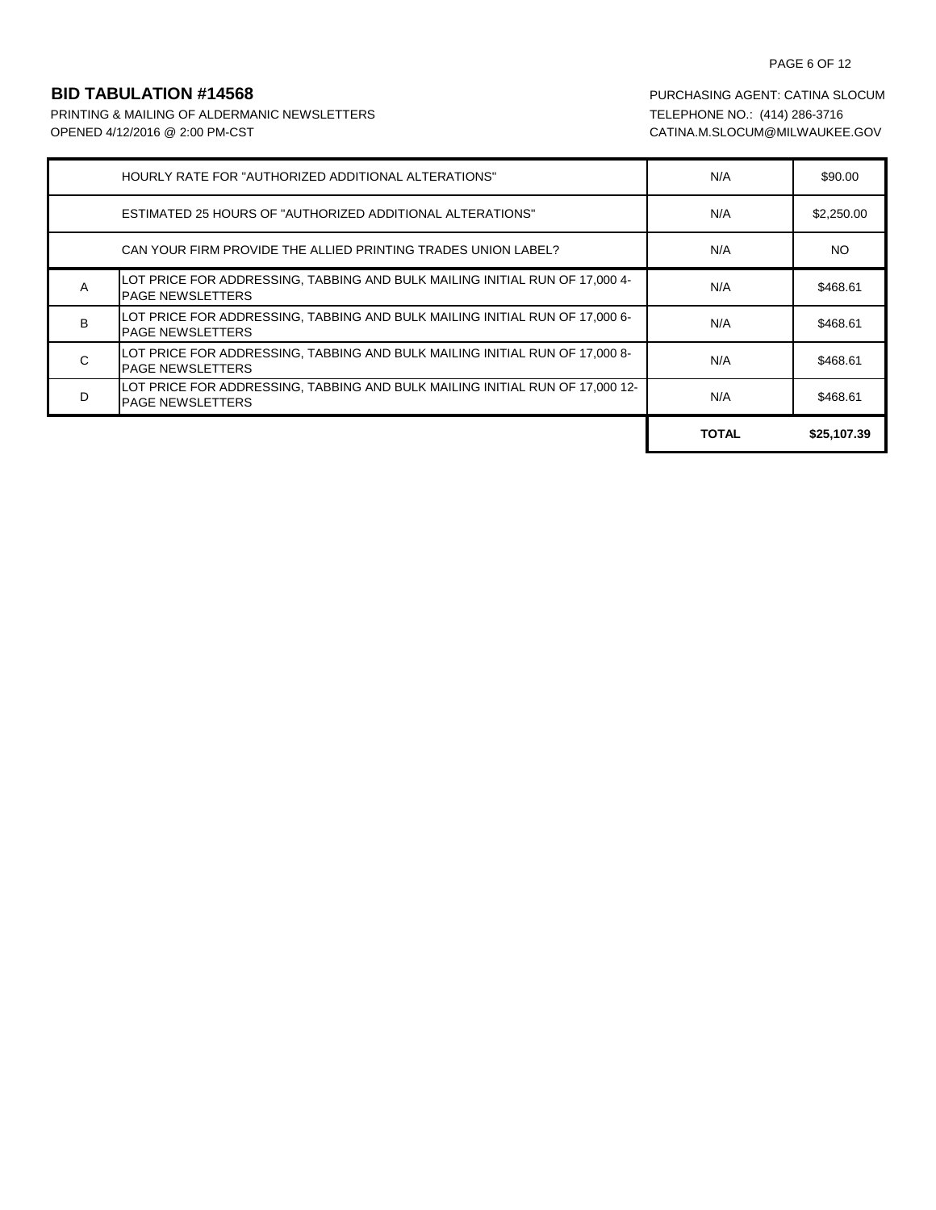**BID TABULATION #14568**

PRINTING & MAILING OF ALDERMANIC NEWSLETTERS
OPENED 4/12/2016 @ 2:00 PM-CST

PURCHASING AGENT: CATINA SLOCUM
TELEPHONE NO.: (414) 286-3716
CATINA.M.SLOCUM@MILWAUKEE.GOV

| | | | |
|---|---|---|---|
| | HOURLY RATE FOR "AUTHORIZED ADDITIONAL ALTERATIONS" | N/A | $90.00 |
| | ESTIMATED 25 HOURS OF "AUTHORIZED ADDITIONAL ALTERATIONS" | N/A | $2,250.00 |
| | CAN YOUR FIRM PROVIDE THE ALLIED PRINTING TRADES UNION LABEL? | N/A | NO |
| A | LOT PRICE FOR ADDRESSING, TABBING AND BULK MAILING INITIAL RUN OF 17,000 4-PAGE NEWSLETTERS | N/A | $468.61 |
| B | LOT PRICE FOR ADDRESSING, TABBING AND BULK MAILING INITIAL RUN OF 17,000 6-PAGE NEWSLETTERS | N/A | $468.61 |
| C | LOT PRICE FOR ADDRESSING, TABBING AND BULK MAILING INITIAL RUN OF 17,000 8-PAGE NEWSLETTERS | N/A | $468.61 |
| D | LOT PRICE FOR ADDRESSING, TABBING AND BULK MAILING INITIAL RUN OF 17,000 12-PAGE NEWSLETTERS | N/A | $468.61 |
| | | **TOTAL** | **$25,107.39** |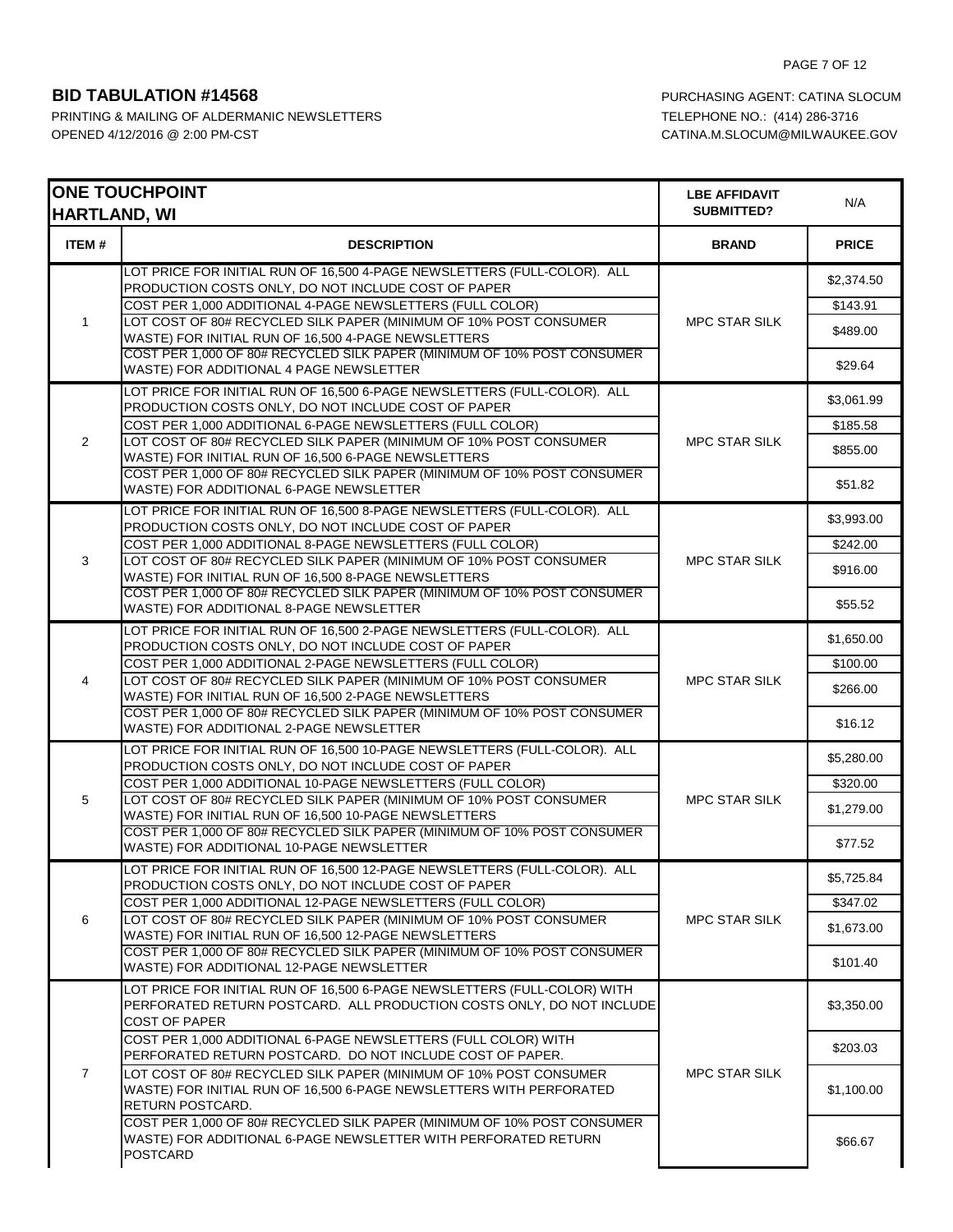**BID TABULATION #14568**

PRINTING & MAILING OF ALDERMANIC NEWSLETTERS
OPENED 4/12/2016 @ 2:00 PM-CST

PURCHASING AGENT: CATINA SLOCUM
TELEPHONE NO.: (414) 286-3716
CATINA.M.SLOCUM@MILWAUKEE.GOV

| ONE TOUCHPOINT HARTLAND, WI | | LBE AFFIDAVIT SUBMITTED? | N/A |
|---|---|---|---|
| **ITEM #** | **DESCRIPTION** | **BRAND** | **PRICE** |
| 1 | LOT PRICE FOR INITIAL RUN OF 16,500 4-PAGE NEWSLETTERS (FULL-COLOR). ALL PRODUCTION COSTS ONLY, DO NOT INCLUDE COST OF PAPER | MPC STAR SILK | $2,374.50 |
| | COST PER 1,000 ADDITIONAL 4-PAGE NEWSLETTERS (FULL COLOR) | | $143.91 |
| | LOT COST OF 80# RECYCLED SILK PAPER (MINIMUM OF 10% POST CONSUMER WASTE) FOR INITIAL RUN OF 16,500 4-PAGE NEWSLETTERS | | $489.00 |
| | COST PER 1,000 OF 80# RECYCLED SILK PAPER (MINIMUM OF 10% POST CONSUMER WASTE) FOR ADDITIONAL 4 PAGE NEWSLETTER | | $29.64 |
| 2 | LOT PRICE FOR INITIAL RUN OF 16,500 6-PAGE NEWSLETTERS (FULL-COLOR). ALL PRODUCTION COSTS ONLY, DO NOT INCLUDE COST OF PAPER | MPC STAR SILK | $3,061.99 |
| | COST PER 1,000 ADDITIONAL 6-PAGE NEWSLETTERS (FULL COLOR) | | $185.58 |
| | LOT COST OF 80# RECYCLED SILK PAPER (MINIMUM OF 10% POST CONSUMER WASTE) FOR INITIAL RUN OF 16,500 6-PAGE NEWSLETTERS | | $855.00 |
| | COST PER 1,000 OF 80# RECYCLED SILK PAPER (MINIMUM OF 10% POST CONSUMER WASTE) FOR ADDITIONAL 6-PAGE NEWSLETTER | | $51.82 |
| 3 | LOT PRICE FOR INITIAL RUN OF 16,500 8-PAGE NEWSLETTERS (FULL-COLOR). ALL PRODUCTION COSTS ONLY, DO NOT INCLUDE COST OF PAPER | MPC STAR SILK | $3,993.00 |
| | COST PER 1,000 ADDITIONAL 8-PAGE NEWSLETTERS (FULL COLOR) | | $242.00 |
| | LOT COST OF 80# RECYCLED SILK PAPER (MINIMUM OF 10% POST CONSUMER WASTE) FOR INITIAL RUN OF 16,500 8-PAGE NEWSLETTERS | | $916.00 |
| | COST PER 1,000 OF 80# RECYCLED SILK PAPER (MINIMUM OF 10% POST CONSUMER WASTE) FOR ADDITIONAL 8-PAGE NEWSLETTER | | $55.52 |
| 4 | LOT PRICE FOR INITIAL RUN OF 16,500 2-PAGE NEWSLETTERS (FULL-COLOR). ALL PRODUCTION COSTS ONLY, DO NOT INCLUDE COST OF PAPER | MPC STAR SILK | $1,650.00 |
| | COST PER 1,000 ADDITIONAL 2-PAGE NEWSLETTERS (FULL COLOR) | | $100.00 |
| | LOT COST OF 80# RECYCLED SILK PAPER (MINIMUM OF 10% POST CONSUMER WASTE) FOR INITIAL RUN OF 16,500 2-PAGE NEWSLETTERS | | $266.00 |
| | COST PER 1,000 OF 80# RECYCLED SILK PAPER (MINIMUM OF 10% POST CONSUMER WASTE) FOR ADDITIONAL 2-PAGE NEWSLETTER | | $16.12 |
| 5 | LOT PRICE FOR INITIAL RUN OF 16,500 10-PAGE NEWSLETTERS (FULL-COLOR). ALL PRODUCTION COSTS ONLY, DO NOT INCLUDE COST OF PAPER | MPC STAR SILK | $5,280.00 |
| | COST PER 1,000 ADDITIONAL 10-PAGE NEWSLETTERS (FULL COLOR) | | $320.00 |
| | LOT COST OF 80# RECYCLED SILK PAPER (MINIMUM OF 10% POST CONSUMER WASTE) FOR INITIAL RUN OF 16,500 10-PAGE NEWSLETTERS | | $1,279.00 |
| | COST PER 1,000 OF 80# RECYCLED SILK PAPER (MINIMUM OF 10% POST CONSUMER WASTE) FOR ADDITIONAL 10-PAGE NEWSLETTER | | $77.52 |
| 6 | LOT PRICE FOR INITIAL RUN OF 16,500 12-PAGE NEWSLETTERS (FULL-COLOR). ALL PRODUCTION COSTS ONLY, DO NOT INCLUDE COST OF PAPER | MPC STAR SILK | $5,725.84 |
| | COST PER 1,000 ADDITIONAL 12-PAGE NEWSLETTERS (FULL COLOR) | | $347.02 |
| | LOT COST OF 80# RECYCLED SILK PAPER (MINIMUM OF 10% POST CONSUMER WASTE) FOR INITIAL RUN OF 16,500 12-PAGE NEWSLETTERS | | $1,673.00 |
| | COST PER 1,000 OF 80# RECYCLED SILK PAPER (MINIMUM OF 10% POST CONSUMER WASTE) FOR ADDITIONAL 12-PAGE NEWSLETTER | | $101.40 |
| 7 | LOT PRICE FOR INITIAL RUN OF 16,500 6-PAGE NEWSLETTERS (FULL-COLOR) WITH PERFORATED RETURN POSTCARD. ALL PRODUCTION COSTS ONLY, DO NOT INCLUDE COST OF PAPER | MPC STAR SILK | $3,350.00 |
| | COST PER 1,000 ADDITIONAL 6-PAGE NEWSLETTERS (FULL COLOR) WITH PERFORATED RETURN POSTCARD. DO NOT INCLUDE COST OF PAPER. | | $203.03 |
| | LOT COST OF 80# RECYCLED SILK PAPER (MINIMUM OF 10% POST CONSUMER WASTE) FOR INITIAL RUN OF 16,500 6-PAGE NEWSLETTERS WITH PERFORATED RETURN POSTCARD. | | $1,100.00 |
| | COST PER 1,000 OF 80# RECYCLED SILK PAPER (MINIMUM OF 10% POST CONSUMER WASTE) FOR ADDITIONAL 6-PAGE NEWSLETTER WITH PERFORATED RETURN POSTCARD | | $66.67 |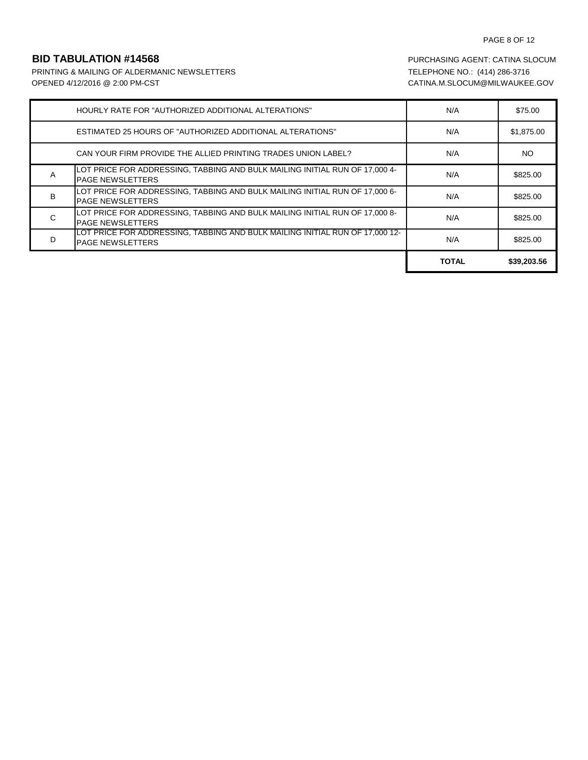**BID TABULATION #14568**

PRINTING & MAILING OF ALDERMANIC NEWSLETTERS
OPENED 4/12/2016 @ 2:00 PM-CST

PURCHASING AGENT: CATINA SLOCUM
TELEPHONE NO.: (414) 286-3716
CATINA.M.SLOCUM@MILWAUKEE.GOV

| | | | |
|---|---|---|---|
| | HOURLY RATE FOR "AUTHORIZED ADDITIONAL ALTERATIONS" | N/A | $75.00 |
| | ESTIMATED 25 HOURS OF "AUTHORIZED ADDITIONAL ALTERATIONS" | N/A | $1,875.00 |
| | CAN YOUR FIRM PROVIDE THE ALLIED PRINTING TRADES UNION LABEL? | N/A | NO |
| A | LOT PRICE FOR ADDRESSING, TABBING AND BULK MAILING INITIAL RUN OF 17,000 4-PAGE NEWSLETTERS | N/A | $825.00 |
| B | LOT PRICE FOR ADDRESSING, TABBING AND BULK MAILING INITIAL RUN OF 17,000 6-PAGE NEWSLETTERS | N/A | $825.00 |
| C | LOT PRICE FOR ADDRESSING, TABBING AND BULK MAILING INITIAL RUN OF 17,000 8-PAGE NEWSLETTERS | N/A | $825.00 |
| D | LOT PRICE FOR ADDRESSING, TABBING AND BULK MAILING INITIAL RUN OF 17,000 12-PAGE NEWSLETTERS | N/A | $825.00 |
| | | **TOTAL** | **$39,203.56** |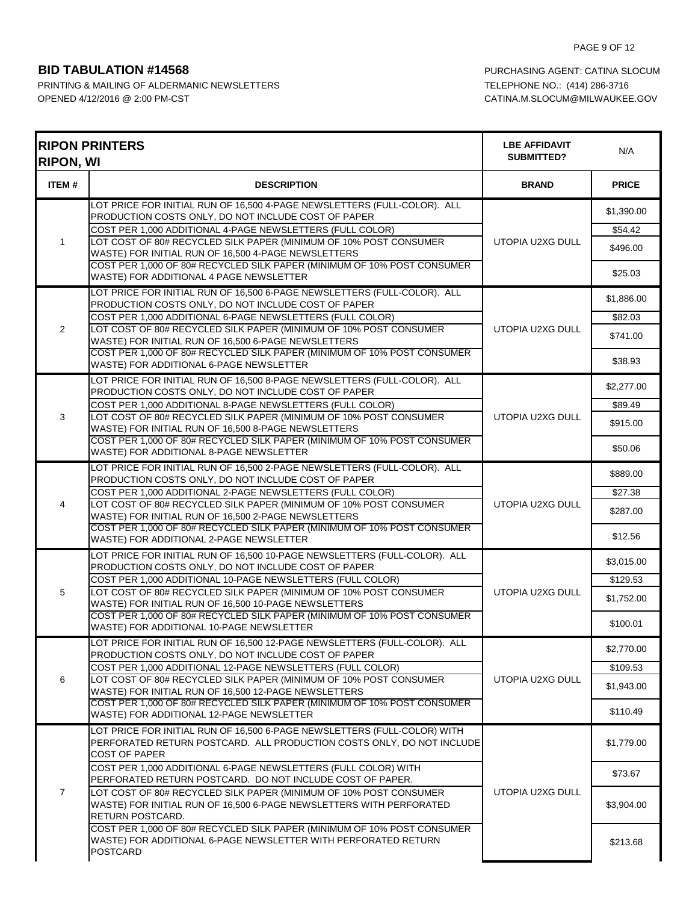**BID TABULATION #14568**

PRINTING & MAILING OF ALDERMANIC NEWSLETTERS
OPENED 4/12/2016 @ 2:00 PM-CST

PURCHASING AGENT: CATINA SLOCUM
TELEPHONE NO.: (414) 286-3716
CATINA.M.SLOCUM@MILWAUKEE.GOV

| **RIPON PRINTERS RIPON, WI** | | **LBE AFFIDAVIT SUBMITTED?** | N/A |
|---|---|---|---|
| **ITEM #** | **DESCRIPTION** | **BRAND** | **PRICE** |
| 1 | LOT PRICE FOR INITIAL RUN OF 16,500 4-PAGE NEWSLETTERS (FULL-COLOR). ALL PRODUCTION COSTS ONLY, DO NOT INCLUDE COST OF PAPER | UTOPIA U2XG DULL | $1,390.00 |
| | COST PER 1,000 ADDITIONAL 4-PAGE NEWSLETTERS (FULL COLOR) | | $54.42 |
| | LOT COST OF 80# RECYCLED SILK PAPER (MINIMUM OF 10% POST CONSUMER WASTE) FOR INITIAL RUN OF 16,500 4-PAGE NEWSLETTERS | | $496.00 |
| | COST PER 1,000 OF 80# RECYCLED SILK PAPER (MINIMUM OF 10% POST CONSUMER WASTE) FOR ADDITIONAL 4 PAGE NEWSLETTER | | $25.03 |
| 2 | LOT PRICE FOR INITIAL RUN OF 16,500 6-PAGE NEWSLETTERS (FULL-COLOR). ALL PRODUCTION COSTS ONLY, DO NOT INCLUDE COST OF PAPER | UTOPIA U2XG DULL | $1,886.00 |
| | COST PER 1,000 ADDITIONAL 6-PAGE NEWSLETTERS (FULL COLOR) | | $82.03 |
| | LOT COST OF 80# RECYCLED SILK PAPER (MINIMUM OF 10% POST CONSUMER WASTE) FOR INITIAL RUN OF 16,500 6-PAGE NEWSLETTERS | | $741.00 |
| | COST PER 1,000 OF 80# RECYCLED SILK PAPER (MINIMUM OF 10% POST CONSUMER WASTE) FOR ADDITIONAL 6-PAGE NEWSLETTER | | $38.93 |
| 3 | LOT PRICE FOR INITIAL RUN OF 16,500 8-PAGE NEWSLETTERS (FULL-COLOR). ALL PRODUCTION COSTS ONLY, DO NOT INCLUDE COST OF PAPER | UTOPIA U2XG DULL | $2,277.00 |
| | COST PER 1,000 ADDITIONAL 8-PAGE NEWSLETTERS (FULL COLOR) | | $89.49 |
| | LOT COST OF 80# RECYCLED SILK PAPER (MINIMUM OF 10% POST CONSUMER WASTE) FOR INITIAL RUN OF 16,500 8-PAGE NEWSLETTERS | | $915.00 |
| | COST PER 1,000 OF 80# RECYCLED SILK PAPER (MINIMUM OF 10% POST CONSUMER WASTE) FOR ADDITIONAL 8-PAGE NEWSLETTER | | $50.06 |
| 4 | LOT PRICE FOR INITIAL RUN OF 16,500 2-PAGE NEWSLETTERS (FULL-COLOR). ALL PRODUCTION COSTS ONLY, DO NOT INCLUDE COST OF PAPER | UTOPIA U2XG DULL | $889.00 |
| | COST PER 1,000 ADDITIONAL 2-PAGE NEWSLETTERS (FULL COLOR) | | $27.38 |
| | LOT COST OF 80# RECYCLED SILK PAPER (MINIMUM OF 10% POST CONSUMER WASTE) FOR INITIAL RUN OF 16,500 2-PAGE NEWSLETTERS | | $287.00 |
| | COST PER 1,000 OF 80# RECYCLED SILK PAPER (MINIMUM OF 10% POST CONSUMER WASTE) FOR ADDITIONAL 2-PAGE NEWSLETTER | | $12.56 |
| 5 | LOT PRICE FOR INITIAL RUN OF 16,500 10-PAGE NEWSLETTERS (FULL-COLOR). ALL PRODUCTION COSTS ONLY, DO NOT INCLUDE COST OF PAPER | UTOPIA U2XG DULL | $3,015.00 |
| | COST PER 1,000 ADDITIONAL 10-PAGE NEWSLETTERS (FULL COLOR) | | $129.53 |
| | LOT COST OF 80# RECYCLED SILK PAPER (MINIMUM OF 10% POST CONSUMER WASTE) FOR INITIAL RUN OF 16,500 10-PAGE NEWSLETTERS | | $1,752.00 |
| | COST PER 1,000 OF 80# RECYCLED SILK PAPER (MINIMUM OF 10% POST CONSUMER WASTE) FOR ADDITIONAL 10-PAGE NEWSLETTER | | $100.01 |
| 6 | LOT PRICE FOR INITIAL RUN OF 16,500 12-PAGE NEWSLETTERS (FULL-COLOR). ALL PRODUCTION COSTS ONLY, DO NOT INCLUDE COST OF PAPER | UTOPIA U2XG DULL | $2,770.00 |
| | COST PER 1,000 ADDITIONAL 12-PAGE NEWSLETTERS (FULL COLOR) | | $109.53 |
| | LOT COST OF 80# RECYCLED SILK PAPER (MINIMUM OF 10% POST CONSUMER WASTE) FOR INITIAL RUN OF 16,500 12-PAGE NEWSLETTERS | | $1,943.00 |
| | COST PER 1,000 OF 80# RECYCLED SILK PAPER (MINIMUM OF 10% POST CONSUMER WASTE) FOR ADDITIONAL 12-PAGE NEWSLETTER | | $110.49 |
| 7 | LOT PRICE FOR INITIAL RUN OF 16,500 6-PAGE NEWSLETTERS (FULL-COLOR) WITH PERFORATED RETURN POSTCARD. ALL PRODUCTION COSTS ONLY, DO NOT INCLUDE COST OF PAPER | UTOPIA U2XG DULL | $1,779.00 |
| | COST PER 1,000 ADDITIONAL 6-PAGE NEWSLETTERS (FULL COLOR) WITH PERFORATED RETURN POSTCARD. DO NOT INCLUDE COST OF PAPER. | | $73.67 |
| | LOT COST OF 80# RECYCLED SILK PAPER (MINIMUM OF 10% POST CONSUMER WASTE) FOR INITIAL RUN OF 16,500 6-PAGE NEWSLETTERS WITH PERFORATED RETURN POSTCARD. | | $3,904.00 |
| | COST PER 1,000 OF 80# RECYCLED SILK PAPER (MINIMUM OF 10% POST CONSUMER WASTE) FOR ADDITIONAL 6-PAGE NEWSLETTER WITH PERFORATED RETURN POSTCARD | | $213.68 |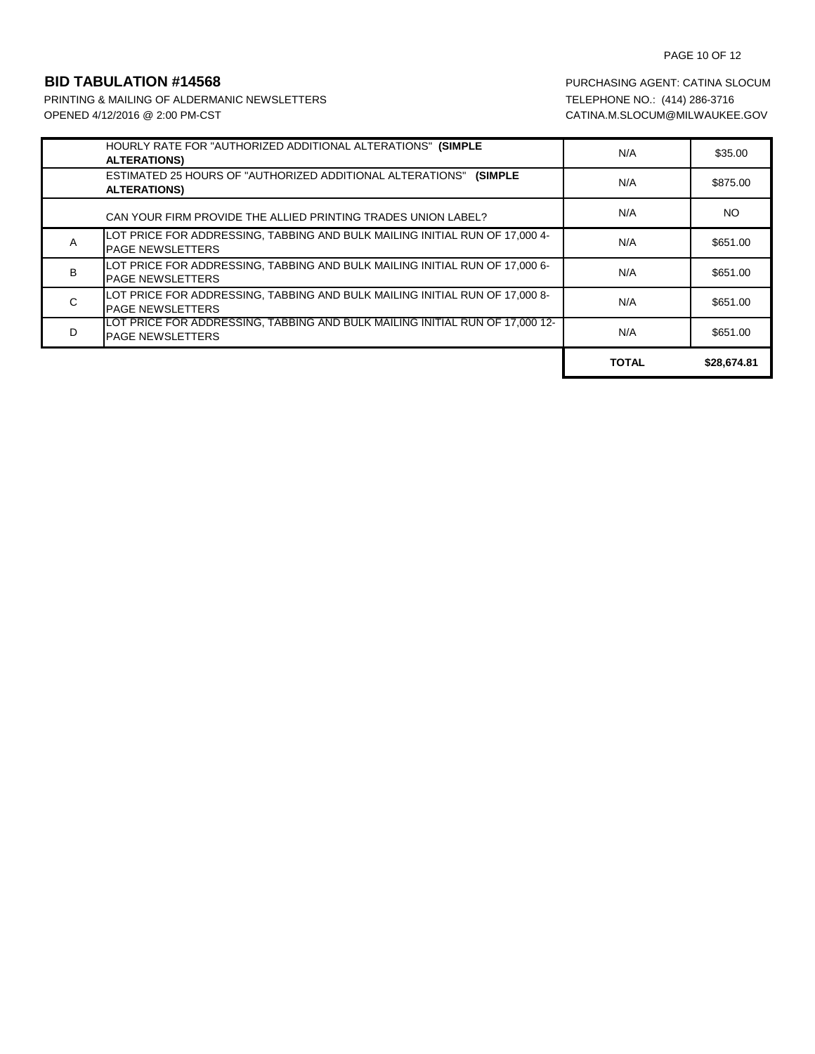## BID TABULATION #14568

PRINTING & MAILING OF ALDERMANIC NEWSLETTERS
OPENED 4/12/2016 @ 2:00 PM-CST

PURCHASING AGENT: CATINA SLOCUM
TELEPHONE NO.: (414) 286-3716
CATINA.M.SLOCUM@MILWAUKEE.GOV

| | | | |
|---|---|---|---|
| | HOURLY RATE FOR "AUTHORIZED ADDITIONAL ALTERATIONS" **(SIMPLE ALTERATIONS)** | N/A | $35.00 |
| | ESTIMATED 25 HOURS OF "AUTHORIZED ADDITIONAL ALTERATIONS" **(SIMPLE ALTERATIONS)** | N/A | $875.00 |
| | CAN YOUR FIRM PROVIDE THE ALLIED PRINTING TRADES UNION LABEL? | N/A | NO |
| A | LOT PRICE FOR ADDRESSING, TABBING AND BULK MAILING INITIAL RUN OF 17,000 4-PAGE NEWSLETTERS | N/A | $651.00 |
| B | LOT PRICE FOR ADDRESSING, TABBING AND BULK MAILING INITIAL RUN OF 17,000 6-PAGE NEWSLETTERS | N/A | $651.00 |
| C | LOT PRICE FOR ADDRESSING, TABBING AND BULK MAILING INITIAL RUN OF 17,000 8-PAGE NEWSLETTERS | N/A | $651.00 |
| D | LOT PRICE FOR ADDRESSING, TABBING AND BULK MAILING INITIAL RUN OF 17,000 12-PAGE NEWSLETTERS | N/A | $651.00 |
| | | **TOTAL** | **$28,674.81** |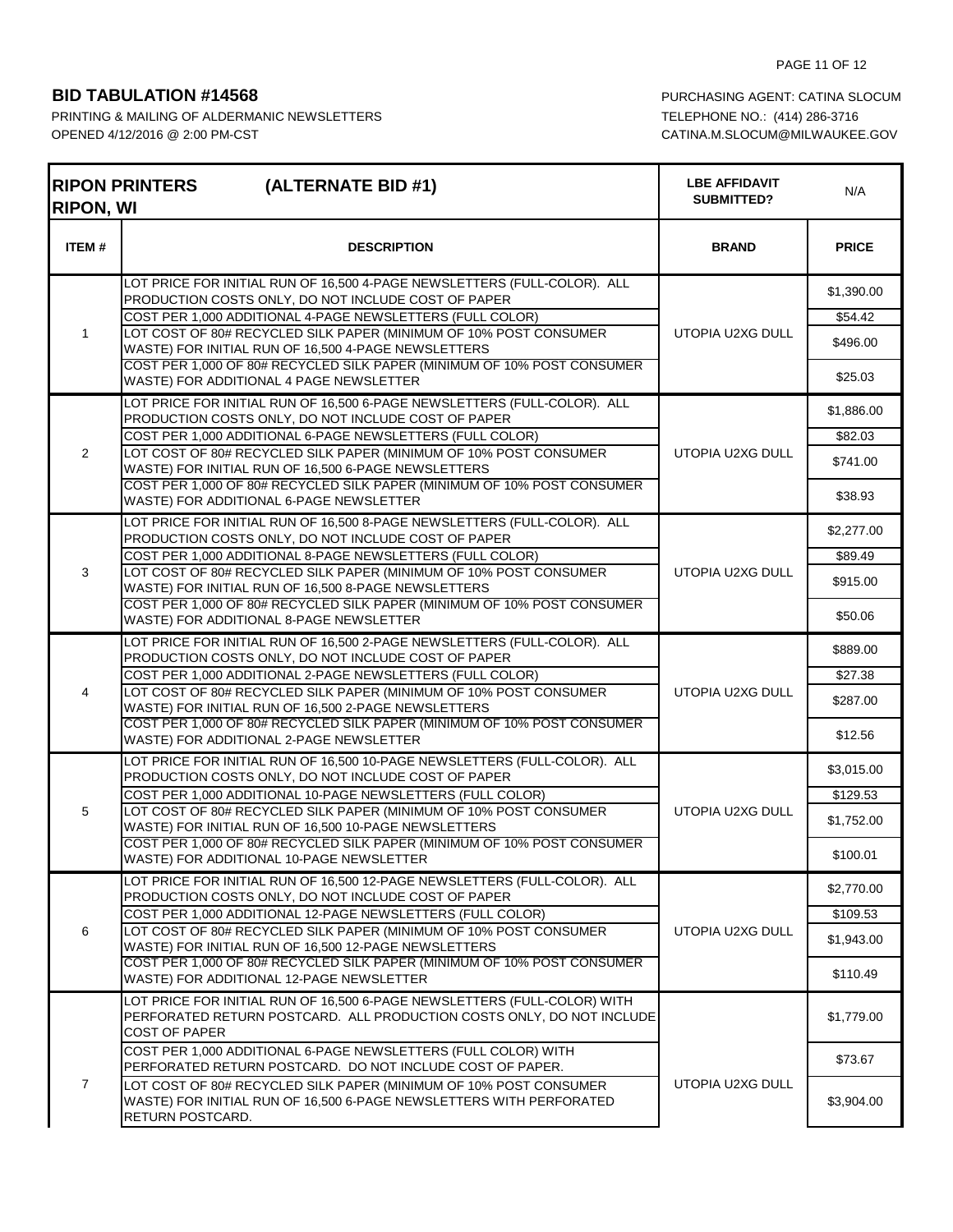**BID TABULATION #14568**

PRINTING & MAILING OF ALDERMANIC NEWSLETTERS
OPENED 4/12/2016 @ 2:00 PM-CST

PURCHASING AGENT: CATINA SLOCUM
TELEPHONE NO.: (414) 286-3716
CATINA.M.SLOCUM@MILWAUKEE.GOV

| **RIPON PRINTERS (ALTERNATE BID #1) RIPON, WI** | | **LBE AFFIDAVIT SUBMITTED?** | N/A |
|---|---|---|---|
| **ITEM #** | **DESCRIPTION** | **BRAND** | **PRICE** |
| 1 | LOT PRICE FOR INITIAL RUN OF 16,500 4-PAGE NEWSLETTERS (FULL-COLOR). ALL PRODUCTION COSTS ONLY, DO NOT INCLUDE COST OF PAPER | UTOPIA U2XG DULL | $1,390.00 |
| | COST PER 1,000 ADDITIONAL 4-PAGE NEWSLETTERS (FULL COLOR) | | $54.42 |
| | LOT COST OF 80# RECYCLED SILK PAPER (MINIMUM OF 10% POST CONSUMER WASTE) FOR INITIAL RUN OF 16,500 4-PAGE NEWSLETTERS | | $496.00 |
| | COST PER 1,000 OF 80# RECYCLED SILK PAPER (MINIMUM OF 10% POST CONSUMER WASTE) FOR ADDITIONAL 4 PAGE NEWSLETTER | | $25.03 |
| 2 | LOT PRICE FOR INITIAL RUN OF 16,500 6-PAGE NEWSLETTERS (FULL-COLOR). ALL PRODUCTION COSTS ONLY, DO NOT INCLUDE COST OF PAPER | UTOPIA U2XG DULL | $1,886.00 |
| | COST PER 1,000 ADDITIONAL 6-PAGE NEWSLETTERS (FULL COLOR) | | $82.03 |
| | LOT COST OF 80# RECYCLED SILK PAPER (MINIMUM OF 10% POST CONSUMER WASTE) FOR INITIAL RUN OF 16,500 6-PAGE NEWSLETTERS | | $741.00 |
| | COST PER 1,000 OF 80# RECYCLED SILK PAPER (MINIMUM OF 10% POST CONSUMER WASTE) FOR ADDITIONAL 6-PAGE NEWSLETTER | | $38.93 |
| 3 | LOT PRICE FOR INITIAL RUN OF 16,500 8-PAGE NEWSLETTERS (FULL-COLOR). ALL PRODUCTION COSTS ONLY, DO NOT INCLUDE COST OF PAPER | UTOPIA U2XG DULL | $2,277.00 |
| | COST PER 1,000 ADDITIONAL 8-PAGE NEWSLETTERS (FULL COLOR) | | $89.49 |
| | LOT COST OF 80# RECYCLED SILK PAPER (MINIMUM OF 10% POST CONSUMER WASTE) FOR INITIAL RUN OF 16,500 8-PAGE NEWSLETTERS | | $915.00 |
| | COST PER 1,000 OF 80# RECYCLED SILK PAPER (MINIMUM OF 10% POST CONSUMER WASTE) FOR ADDITIONAL 8-PAGE NEWSLETTER | | $50.06 |
| 4 | LOT PRICE FOR INITIAL RUN OF 16,500 2-PAGE NEWSLETTERS (FULL-COLOR). ALL PRODUCTION COSTS ONLY, DO NOT INCLUDE COST OF PAPER | UTOPIA U2XG DULL | $889.00 |
| | COST PER 1,000 ADDITIONAL 2-PAGE NEWSLETTERS (FULL COLOR) | | $27.38 |
| | LOT COST OF 80# RECYCLED SILK PAPER (MINIMUM OF 10% POST CONSUMER WASTE) FOR INITIAL RUN OF 16,500 2-PAGE NEWSLETTERS | | $287.00 |
| | COST PER 1,000 OF 80# RECYCLED SILK PAPER (MINIMUM OF 10% POST CONSUMER WASTE) FOR ADDITIONAL 2-PAGE NEWSLETTER | | $12.56 |
| 5 | LOT PRICE FOR INITIAL RUN OF 16,500 10-PAGE NEWSLETTERS (FULL-COLOR). ALL PRODUCTION COSTS ONLY, DO NOT INCLUDE COST OF PAPER | UTOPIA U2XG DULL | $3,015.00 |
| | COST PER 1,000 ADDITIONAL 10-PAGE NEWSLETTERS (FULL COLOR) | | $129.53 |
| | LOT COST OF 80# RECYCLED SILK PAPER (MINIMUM OF 10% POST CONSUMER WASTE) FOR INITIAL RUN OF 16,500 10-PAGE NEWSLETTERS | | $1,752.00 |
| | COST PER 1,000 OF 80# RECYCLED SILK PAPER (MINIMUM OF 10% POST CONSUMER WASTE) FOR ADDITIONAL 10-PAGE NEWSLETTER | | $100.01 |
| 6 | LOT PRICE FOR INITIAL RUN OF 16,500 12-PAGE NEWSLETTERS (FULL-COLOR). ALL PRODUCTION COSTS ONLY, DO NOT INCLUDE COST OF PAPER | UTOPIA U2XG DULL | $2,770.00 |
| | COST PER 1,000 ADDITIONAL 12-PAGE NEWSLETTERS (FULL COLOR) | | $109.53 |
| | LOT COST OF 80# RECYCLED SILK PAPER (MINIMUM OF 10% POST CONSUMER WASTE) FOR INITIAL RUN OF 16,500 12-PAGE NEWSLETTERS | | $1,943.00 |
| | COST PER 1,000 OF 80# RECYCLED SILK PAPER (MINIMUM OF 10% POST CONSUMER WASTE) FOR ADDITIONAL 12-PAGE NEWSLETTER | | $110.49 |
| 7 | LOT PRICE FOR INITIAL RUN OF 16,500 6-PAGE NEWSLETTERS (FULL-COLOR) WITH PERFORATED RETURN POSTCARD. ALL PRODUCTION COSTS ONLY, DO NOT INCLUDE COST OF PAPER | UTOPIA U2XG DULL | $1,779.00 |
| | COST PER 1,000 ADDITIONAL 6-PAGE NEWSLETTERS (FULL COLOR) WITH PERFORATED RETURN POSTCARD. DO NOT INCLUDE COST OF PAPER. | | $73.67 |
| | LOT COST OF 80# RECYCLED SILK PAPER (MINIMUM OF 10% POST CONSUMER WASTE) FOR INITIAL RUN OF 16,500 6-PAGE NEWSLETTERS WITH PERFORATED RETURN POSTCARD. | | $3,904.00 |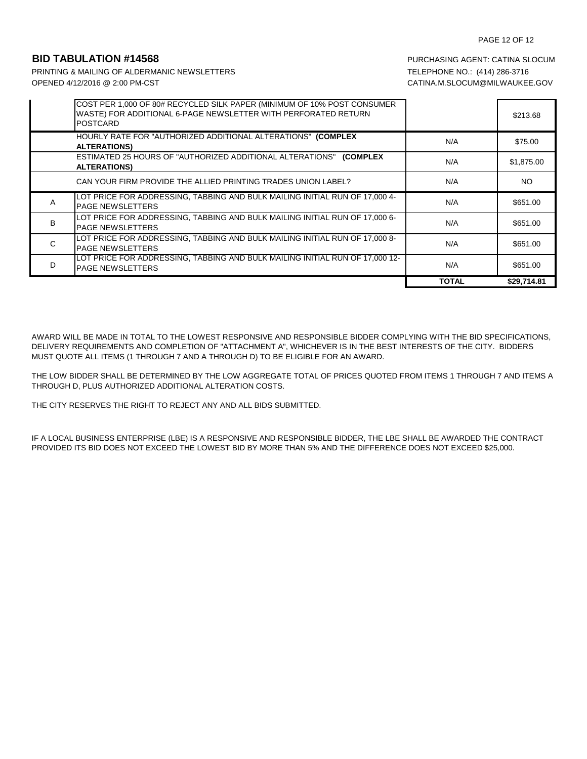## BID TABULATION #14568

PRINTING & MAILING OF ALDERMANIC NEWSLETTERS
OPENED 4/12/2016 @ 2:00 PM-CST

PURCHASING AGENT: CATINA SLOCUM
TELEPHONE NO.: (414) 286-3716
CATINA.M.SLOCUM@MILWAUKEE.GOV

| | | | |
|---|---|---|---|
| | COST PER 1,000 OF 80# RECYCLED SILK PAPER (MINIMUM OF 10% POST CONSUMER WASTE) FOR ADDITIONAL 6-PAGE NEWSLETTER WITH PERFORATED RETURN POSTCARD | | $213.68 |
| | HOURLY RATE FOR "AUTHORIZED ADDITIONAL ALTERATIONS" **(COMPLEX ALTERATIONS)** | N/A | $75.00 |
| | ESTIMATED 25 HOURS OF "AUTHORIZED ADDITIONAL ALTERATIONS" **(COMPLEX ALTERATIONS)** | N/A | $1,875.00 |
| | CAN YOUR FIRM PROVIDE THE ALLIED PRINTING TRADES UNION LABEL? | N/A | NO |
| A | LOT PRICE FOR ADDRESSING, TABBING AND BULK MAILING INITIAL RUN OF 17,000 4-PAGE NEWSLETTERS | N/A | $651.00 |
| B | LOT PRICE FOR ADDRESSING, TABBING AND BULK MAILING INITIAL RUN OF 17,000 6-PAGE NEWSLETTERS | N/A | $651.00 |
| C | LOT PRICE FOR ADDRESSING, TABBING AND BULK MAILING INITIAL RUN OF 17,000 8-PAGE NEWSLETTERS | N/A | $651.00 |
| D | LOT PRICE FOR ADDRESSING, TABBING AND BULK MAILING INITIAL RUN OF 17,000 12-PAGE NEWSLETTERS | N/A | $651.00 |
| | | **TOTAL** | **$29,714.81** |

AWARD WILL BE MADE IN TOTAL TO THE LOWEST RESPONSIVE AND RESPONSIBLE BIDDER COMPLYING WITH THE BID SPECIFICATIONS, DELIVERY REQUIREMENTS AND COMPLETION OF "ATTACHMENT A", WHICHEVER IS IN THE BEST INTERESTS OF THE CITY. BIDDERS MUST QUOTE ALL ITEMS (1 THROUGH 7 AND A THROUGH D) TO BE ELIGIBLE FOR AN AWARD.

THE LOW BIDDER SHALL BE DETERMINED BY THE LOW AGGREGATE TOTAL OF PRICES QUOTED FROM ITEMS 1 THROUGH 7 AND ITEMS A THROUGH D, PLUS AUTHORIZED ADDITIONAL ALTERATION COSTS.

THE CITY RESERVES THE RIGHT TO REJECT ANY AND ALL BIDS SUBMITTED.

IF A LOCAL BUSINESS ENTERPRISE (LBE) IS A RESPONSIVE AND RESPONSIBLE BIDDER, THE LBE SHALL BE AWARDED THE CONTRACT PROVIDED ITS BID DOES NOT EXCEED THE LOWEST BID BY MORE THAN 5% AND THE DIFFERENCE DOES NOT EXCEED $25,000.